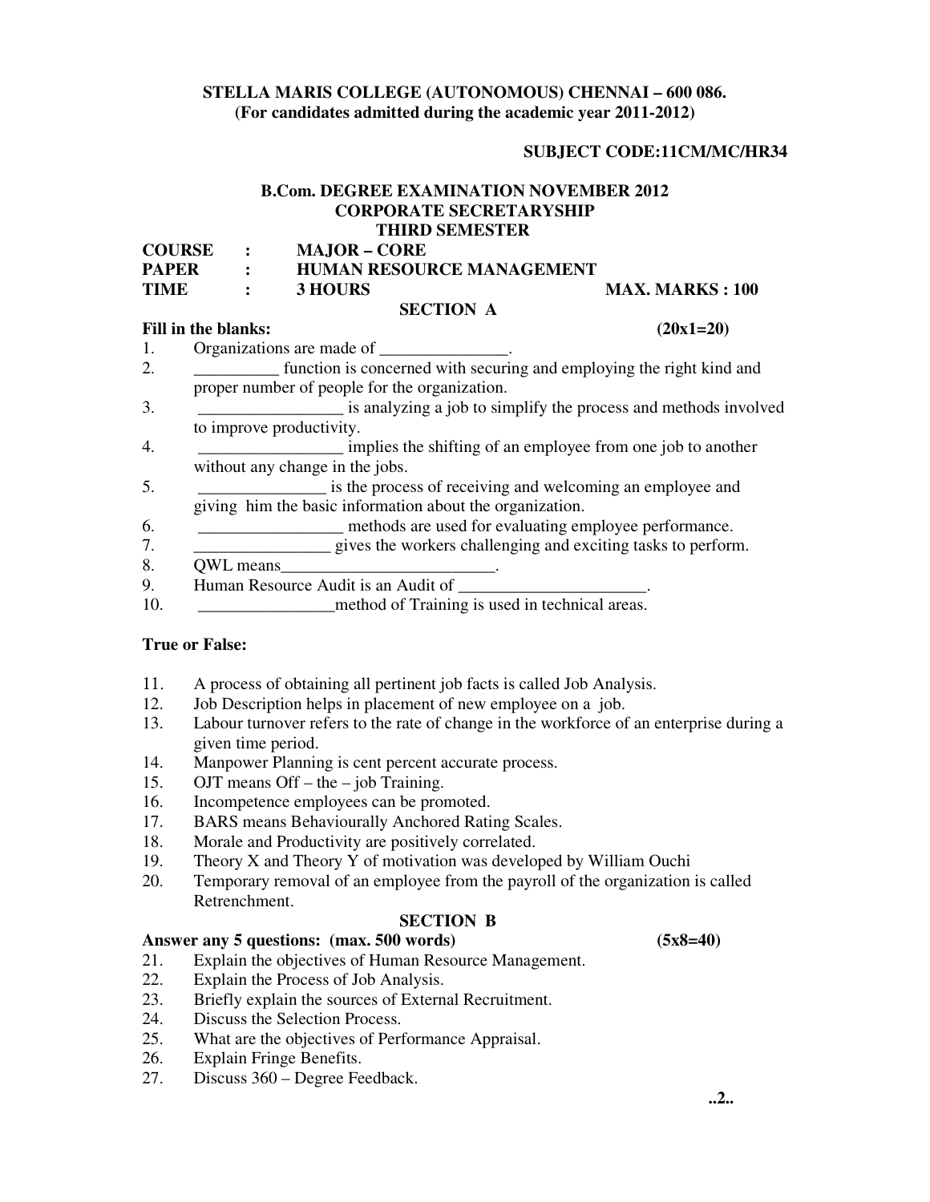**STELLA MARIS COLLEGE (AUTONOMOUS) CHENNAI – 600 086.**
**(For candidates admitted during the academic year 2011-2012)**

**SUBJECT CODE:11CM/MC/HR34**

**B.Com. DEGREE EXAMINATION NOVEMBER 2012**
**CORPORATE SECRETARYSHIP**
**THIRD SEMESTER**

**COURSE : MAJOR – CORE**
**PAPER : HUMAN RESOURCE MANAGEMENT**
**TIME : 3 HOURS** **MAX. MARKS : 100**

## SECTION A

**Fill in the blanks:** **(20x1=20)**

1. Organizations are made of _______________.
2. __________ function is concerned with securing and employing the right kind and proper number of people for the organization.
3. _________________ is analyzing a job to simplify the process and methods involved to improve productivity.
4. _________________ implies the shifting of an employee from one job to another without any change in the jobs.
5. _______________ is the process of receiving and welcoming an employee and giving him the basic information about the organization.
6. _________________ methods are used for evaluating employee performance.
7. ________________ gives the workers challenging and exciting tasks to perform.
8. QWL means__________________________.
9. Human Resource Audit is an Audit of ______________________.
10. ________________method of Training is used in technical areas.

**True or False:**

11. A process of obtaining all pertinent job facts is called Job Analysis.
12. Job Description helps in placement of new employee on a job.
13. Labour turnover refers to the rate of change in the workforce of an enterprise during a given time period.
14. Manpower Planning is cent percent accurate process.
15. OJT means Off – the – job Training.
16. Incompetence employees can be promoted.
17. BARS means Behaviourally Anchored Rating Scales.
18. Morale and Productivity are positively correlated.
19. Theory X and Theory Y of motivation was developed by William Ouchi
20. Temporary removal of an employee from the payroll of the organization is called Retrenchment.

## SECTION B

**Answer any 5 questions: (max. 500 words)** **(5x8=40)**

21. Explain the objectives of Human Resource Management.
22. Explain the Process of Job Analysis.
23. Briefly explain the sources of External Recruitment.
24. Discuss the Selection Process.
25. What are the objectives of Performance Appraisal.
26. Explain Fringe Benefits.
27. Discuss 360 – Degree Feedback.

..2..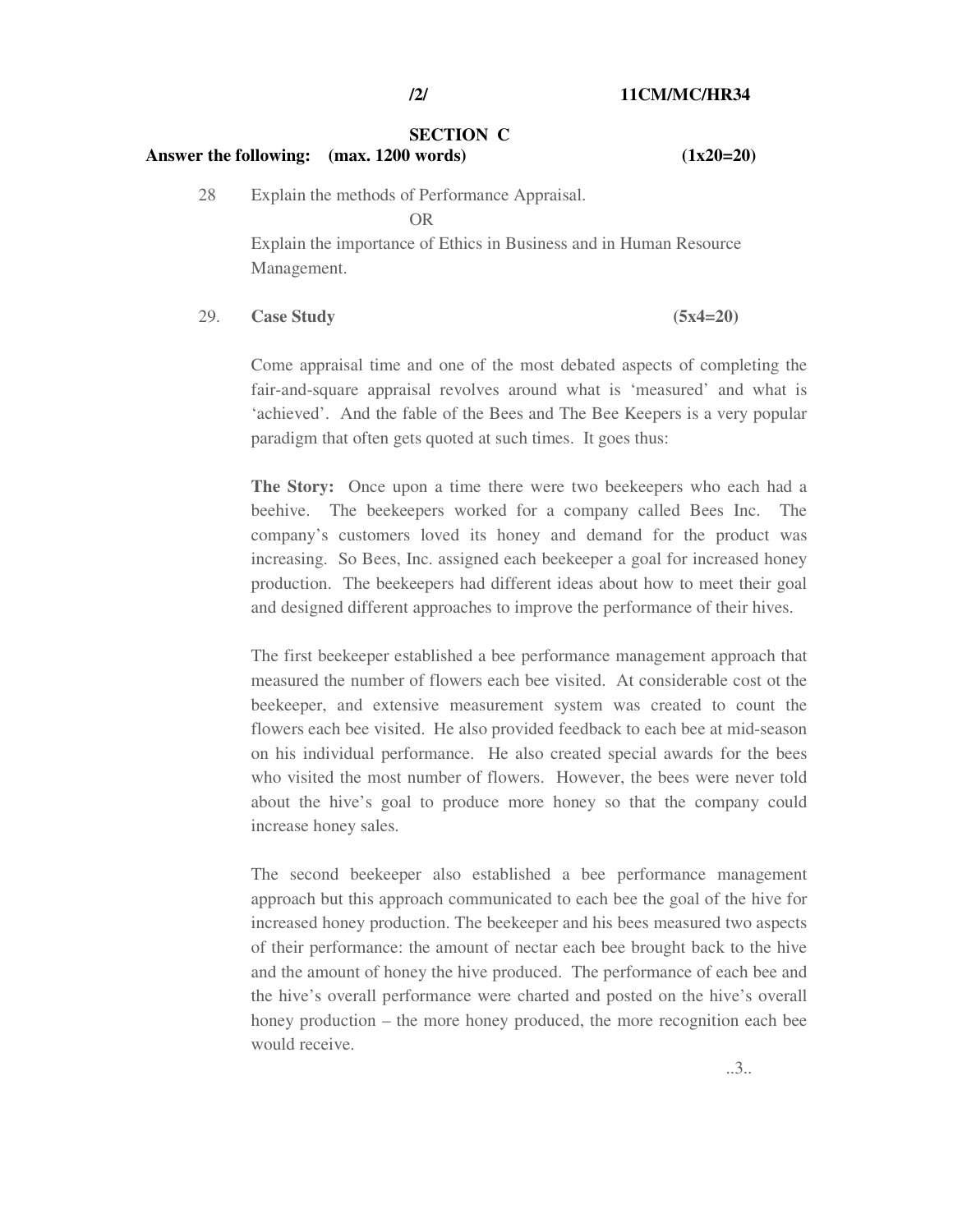## SECTION C

**Answer the following: (max. 1200 words) (1x20=20)**

28 Explain the methods of Performance Appraisal.

OR

Explain the importance of Ethics in Business and in Human Resource Management.

29. **Case Study** **(5x4=20)**

Come appraisal time and one of the most debated aspects of completing the fair-and-square appraisal revolves around what is 'measured' and what is 'achieved'. And the fable of the Bees and The Bee Keepers is a very popular paradigm that often gets quoted at such times. It goes thus:

**The Story:** Once upon a time there were two beekeepers who each had a beehive. The beekeepers worked for a company called Bees Inc. The company's customers loved its honey and demand for the product was increasing. So Bees, Inc. assigned each beekeeper a goal for increased honey production. The beekeepers had different ideas about how to meet their goal and designed different approaches to improve the performance of their hives.

The first beekeeper established a bee performance management approach that measured the number of flowers each bee visited. At considerable cost ot the beekeeper, and extensive measurement system was created to count the flowers each bee visited. He also provided feedback to each bee at mid-season on his individual performance. He also created special awards for the bees who visited the most number of flowers. However, the bees were never told about the hive's goal to produce more honey so that the company could increase honey sales.

The second beekeeper also established a bee performance management approach but this approach communicated to each bee the goal of the hive for increased honey production. The beekeeper and his bees measured two aspects of their performance: the amount of nectar each bee brought back to the hive and the amount of honey the hive produced. The performance of each bee and the hive's overall performance were charted and posted on the hive's overall honey production – the more honey produced, the more recognition each bee would receive.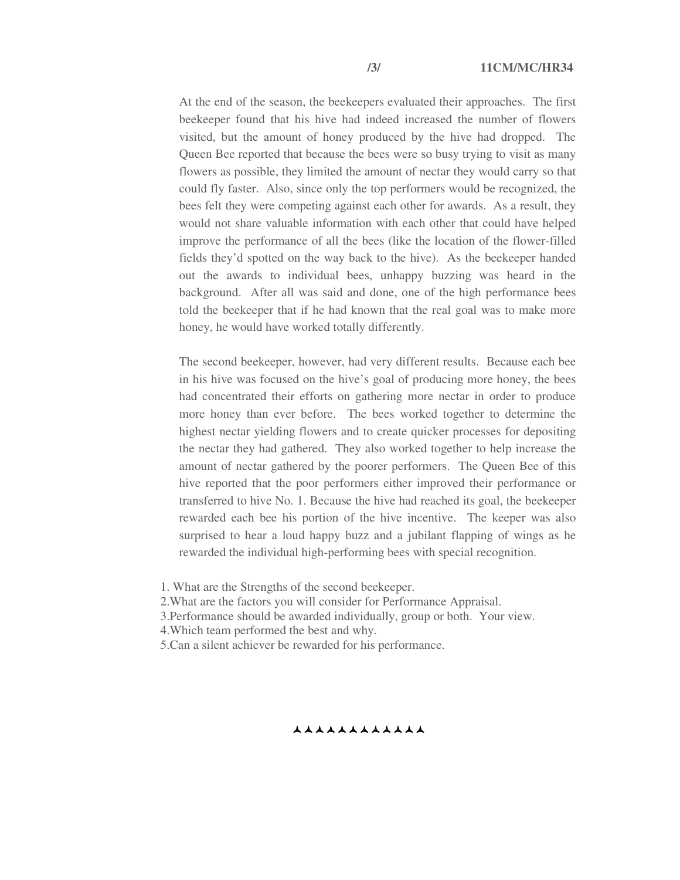At the end of the season, the beekeepers evaluated their approaches. The first beekeeper found that his hive had indeed increased the number of flowers visited, but the amount of honey produced by the hive had dropped. The Queen Bee reported that because the bees were so busy trying to visit as many flowers as possible, they limited the amount of nectar they would carry so that could fly faster. Also, since only the top performers would be recognized, the bees felt they were competing against each other for awards. As a result, they would not share valuable information with each other that could have helped improve the performance of all the bees (like the location of the flower-filled fields they'd spotted on the way back to the hive). As the beekeeper handed out the awards to individual bees, unhappy buzzing was heard in the background. After all was said and done, one of the high performance bees told the beekeeper that if he had known that the real goal was to make more honey, he would have worked totally differently.

The second beekeeper, however, had very different results. Because each bee in his hive was focused on the hive's goal of producing more honey, the bees had concentrated their efforts on gathering more nectar in order to produce more honey than ever before. The bees worked together to determine the highest nectar yielding flowers and to create quicker processes for depositing the nectar they had gathered. They also worked together to help increase the amount of nectar gathered by the poorer performers. The Queen Bee of this hive reported that the poor performers either improved their performance or transferred to hive No. 1. Because the hive had reached its goal, the beekeeper rewarded each bee his portion of the hive incentive. The keeper was also surprised to hear a loud happy buzz and a jubilant flapping of wings as he rewarded the individual high-performing bees with special recognition.

1. What are the Strengths of the second beekeeper.
2. What are the factors you will consider for Performance Appraisal.
3. Performance should be awarded individually, group or both. Your view.
4. Which team performed the best and why.
5. Can a silent achiever be rewarded for his performance.